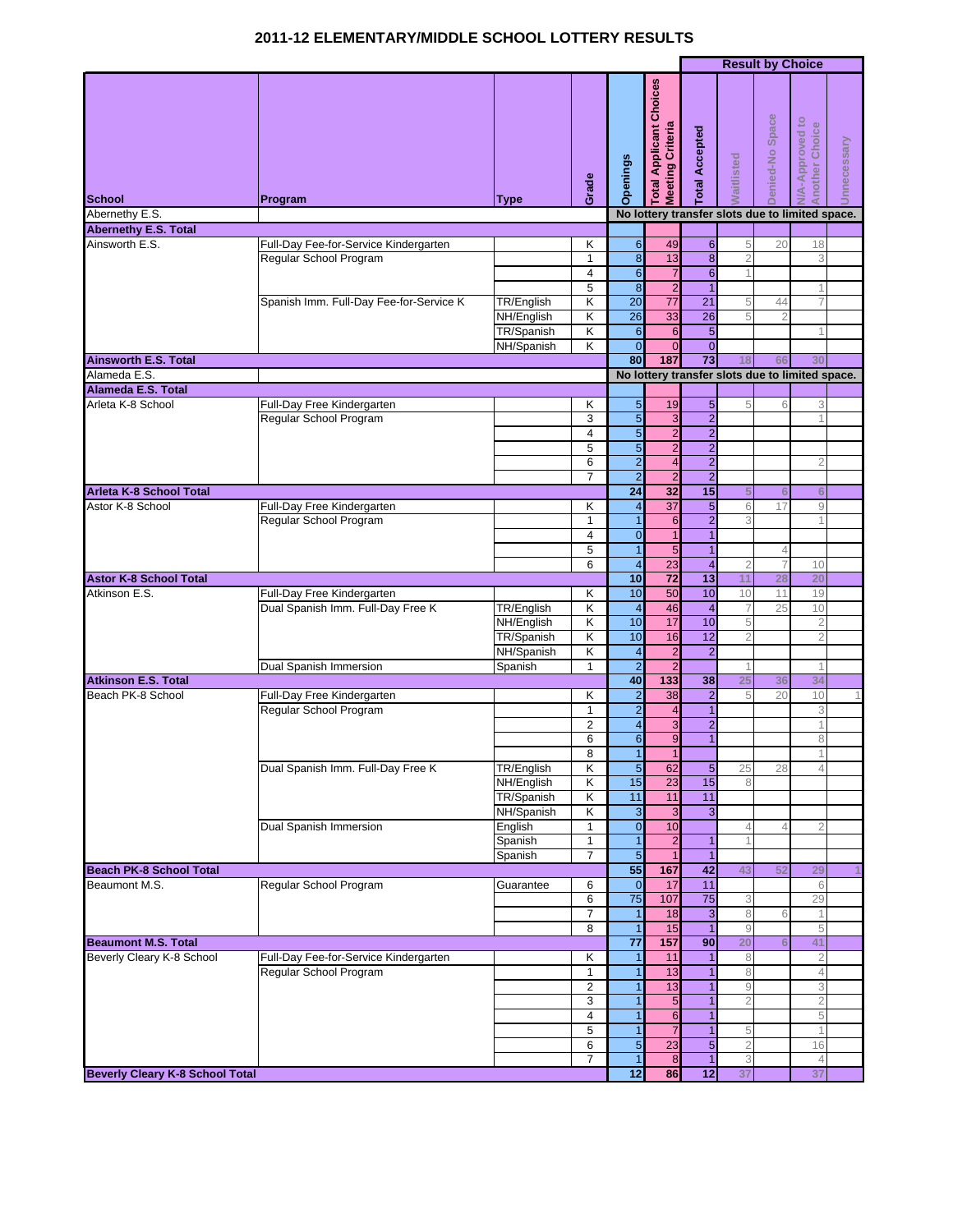# 2011-12 ELEMENTARY/MIDDLE SCHOOL LOTTERY RESULTS

| School | Program | Type | Grade | Openings | Total Applicant Choices Meeting Criteria | Result by Choice: Total Accepted | Waitlisted | Denied-No Space | N/A-Approved to Another Choice | Unnecessary |
|---|---|---|---|---|---|---|---|---|---|---|
| Abernethy E.S. | | | | No lottery transfer slots due to limited space. | | | | | | |
| **Abernethy E.S. Total** | | | | | | | | | | |
| Ainsworth E.S. | Full-Day Fee-for-Service Kindergarten | | K | 6 | 49 | 6 | 5 | 20 | 18 | |
| | Regular School Program | | 1 | 8 | 13 | 8 | 2 | | 3 | |
| | | | 4 | 6 | 7 | 6 | 1 | | | |
| | | | 5 | 8 | 2 | 1 | | | 1 | |
| | Spanish Imm. Full-Day Fee-for-Service K | TR/English | K | 20 | 77 | 21 | 5 | 44 | 7 | |
| | | NH/English | K | 26 | 33 | 26 | 5 | 2 | | |
| | | TR/Spanish | K | 6 | 6 | 5 | | | 1 | |
| | | NH/Spanish | K | 0 | 0 | 0 | | | | |
| **Ainsworth E.S. Total** | | | | **80** | **187** | **73** | 18 | 66 | 30 | |
| Alameda E.S. | | | | No lottery transfer slots due to limited space. | | | | | | |
| **Alameda E.S. Total** | | | | | | | | | | |
| Arleta K-8 School | Full-Day Free Kindergarten | | K | 5 | 19 | 5 | 5 | 6 | 3 | |
| | Regular School Program | | 3 | 5 | 3 | 2 | | | 1 | |
| | | | 4 | 5 | 2 | 2 | | | | |
| | | | 5 | 5 | 2 | 2 | | | | |
| | | | 6 | 2 | 4 | 2 | | | 2 | |
| | | | 7 | 2 | 2 | 2 | | | | |
| **Arleta K-8 School Total** | | | | **24** | **32** | **15** | 5 | 6 | 6 | |
| Astor K-8 School | Full-Day Free Kindergarten | | K | 4 | 37 | 5 | 6 | 17 | 9 | |
| | Regular School Program | | 1 | 1 | 6 | 2 | 3 | | 1 | |
| | | | 4 | 0 | 1 | 1 | | | | |
| | | | 5 | 1 | 5 | 1 | | 4 | | |
| | | | 6 | 4 | 23 | 4 | 2 | 7 | 10 | |
| **Astor K-8 School Total** | | | | **10** | **72** | **13** | 11 | 28 | 20 | |
| Atkinson E.S. | Full-Day Free Kindergarten | | K | 10 | 50 | 10 | 10 | 11 | 19 | |
| | Dual Spanish Imm. Full-Day Free K | TR/English | K | 4 | 46 | 4 | 7 | 25 | 10 | |
| | | NH/English | K | 10 | 17 | 10 | 5 | | 2 | |
| | | TR/Spanish | K | 10 | 16 | 12 | 2 | | 2 | |
| | | NH/Spanish | K | 4 | 2 | 2 | | | | |
| | Dual Spanish Immersion | Spanish | 1 | 2 | 2 | | 1 | | 1 | |
| **Atkinson E.S. Total** | | | | **40** | **133** | **38** | 25 | 36 | 34 | |
| Beach PK-8 School | Full-Day Free Kindergarten | | K | 2 | 38 | 2 | 5 | 20 | 10 | 1 |
| | Regular School Program | | 1 | 2 | 4 | 1 | | | 3 | |
| | | | 2 | 4 | 3 | 2 | | | 1 | |
| | | | 6 | 6 | 9 | 1 | | | 8 | |
| | | | 8 | 1 | 1 | | | | 1 | |
| | Dual Spanish Imm. Full-Day Free K | TR/English | K | 5 | 62 | 5 | 25 | 28 | 4 | |
| | | NH/English | K | 15 | 23 | 15 | 8 | | | |
| | | TR/Spanish | K | 11 | 11 | 11 | | | | |
| | | NH/Spanish | K | 3 | 3 | 3 | | | | |
| | Dual Spanish Immersion | English | 1 | 0 | 10 | | 4 | 4 | 2 | |
| | | Spanish | 1 | 1 | 2 | 1 | 1 | | | |
| | | Spanish | 7 | 5 | 1 | 1 | | | | |
| **Beach PK-8 School Total** | | | | **55** | **167** | **42** | 43 | 52 | 29 | 1 |
| Beaumont M.S. | Regular School Program | Guarantee | 6 | 0 | 17 | 11 | | | 6 | |
| | | | 6 | 75 | 107 | 75 | 3 | | 29 | |
| | | | 7 | 1 | 18 | 3 | 8 | 6 | 1 | |
| | | | 8 | 1 | 15 | 1 | 9 | | 5 | |
| **Beaumont M.S. Total** | | | | **77** | **157** | **90** | 20 | 6 | 41 | |
| Beverly Cleary K-8 School | Full-Day Fee-for-Service Kindergarten | | K | 1 | 11 | 1 | 8 | | 2 | |
| | Regular School Program | | 1 | 1 | 13 | 1 | 8 | | 4 | |
| | | | 2 | 1 | 13 | 1 | 9 | | 3 | |
| | | | 3 | 1 | 5 | 1 | 2 | | 2 | |
| | | | 4 | 1 | 6 | 1 | | | 5 | |
| | | | 5 | 1 | 7 | 1 | 5 | | 1 | |
| | | | 6 | 5 | 23 | 5 | 2 | | 16 | |
| | | | 7 | 1 | 8 | 1 | 3 | | 4 | |
| **Beverly Cleary K-8 School Total** | | | | **12** | **86** | **12** | 37 | | 37 | |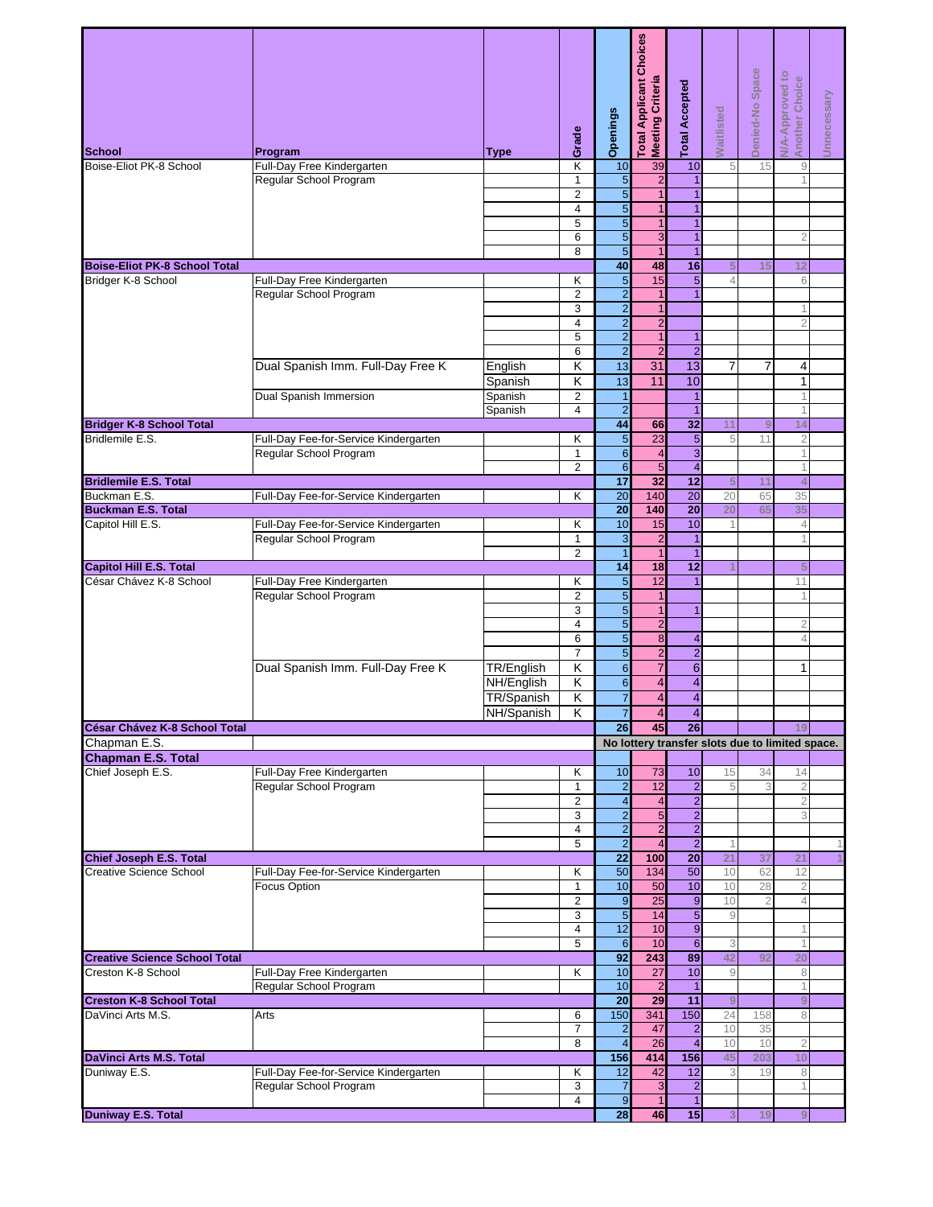| School | Program | Type | Grade | Openings | Total Applicant Choices Meeting Criteria | Total Accepted | Waitlisted | Denied-No Space | N/A-Approved to Another Choice | Unnecessary |
|---|---|---|---|---|---|---|---|---|---|---|
| Boise-Eliot PK-8 School | Full-Day Free Kindergarten | | K | 10 | 39 | 10 | 5 | 15 | 9 | |
| | Regular School Program | | 1 | 5 | 2 | 1 | | | 1 | |
| | | | 2 | 5 | 1 | 1 | | | | |
| | | | 4 | 5 | 1 | 1 | | | | |
| | | | 5 | 5 | 1 | 1 | | | | |
| | | | 6 | 5 | 3 | 1 | | | 2 | |
| | | | 8 | 5 | 1 | 1 | | | | |
| **Boise-Eliot PK-8 School Total** | | | | **40** | **48** | **16** | **5** | **15** | **12** | |
| Bridger K-8 School | Full-Day Free Kindergarten | | K | 5 | 15 | 5 | 4 | | 6 | |
| | Regular School Program | | 2 | 2 | 1 | 1 | | | | |
| | | | 3 | 2 | 1 | | | | 1 | |
| | | | 4 | 2 | 2 | | | | 2 | |
| | | | 5 | 2 | 1 | 1 | | | | |
| | | | 6 | 2 | 2 | 2 | | | | |
| | Dual Spanish Imm. Full-Day Free K | English | K | 13 | 31 | 13 | 7 | 7 | 4 | |
| | | Spanish | K | 13 | 11 | 10 | | | 1 | |
| | Dual Spanish Immersion | Spanish | 2 | 1 | | 1 | | | 1 | |
| | | Spanish | 4 | 2 | | 1 | | | 1 | |
| **Bridger K-8 School Total** | | | | **44** | **66** | **32** | **11** | **9** | **14** | |
| Bridlemile E.S. | Full-Day Fee-for-Service Kindergarten | | K | 5 | 23 | 5 | 5 | 11 | 2 | |
| | Regular School Program | | 1 | 6 | 4 | 3 | | | 1 | |
| | | | 2 | 6 | 5 | 4 | | | 1 | |
| **Bridlemile E.S. Total** | | | | **17** | **32** | **12** | **5** | **11** | **4** | |
| Buckman E.S. | Full-Day Fee-for-Service Kindergarten | | K | 20 | 140 | 20 | 20 | 65 | 35 | |
| **Buckman E.S. Total** | | | | **20** | **140** | **20** | **20** | **65** | **35** | |
| Capitol Hill E.S. | Full-Day Fee-for-Service Kindergarten | | K | 10 | 15 | 10 | 1 | | 4 | |
| | Regular School Program | | 1 | 3 | 2 | 1 | | | 1 | |
| | | | 2 | 1 | 1 | 1 | | | | |
| **Capitol Hill E.S. Total** | | | | **14** | **18** | **12** | **1** | | **5** | |
| César Chávez K-8 School | Full-Day Free Kindergarten | | K | 5 | 12 | 1 | | | 11 | |
| | Regular School Program | | 2 | 5 | 1 | | | | 1 | |
| | | | 3 | 5 | 1 | 1 | | | | |
| | | | 4 | 5 | 2 | | | | 2 | |
| | | | 6 | 5 | 8 | 4 | | | 4 | |
| | | | 7 | 5 | 2 | 2 | | | | |
| | Dual Spanish Imm. Full-Day Free K | TR/English | K | 6 | 7 | 6 | | | 1 | |
| | | NH/English | K | 6 | 4 | 4 | | | | |
| | | TR/Spanish | K | 7 | 4 | 4 | | | | |
| | | NH/Spanish | K | 7 | 4 | 4 | | | | |
| **César Chávez K-8 School Total** | | | | **26** | **45** | **26** | | | **19** | |
| Chapman E.S. | | | | No lottery transfer slots due to limited space. | | | | | | |
| **Chapman E.S. Total** | | | | | | | | | | |
| Chief Joseph E.S. | Full-Day Free Kindergarten | | K | 10 | 73 | 10 | 15 | 34 | 14 | |
| | Regular School Program | | 1 | 2 | 12 | 2 | 5 | 3 | 2 | |
| | | | 2 | 4 | 4 | 2 | | | 2 | |
| | | | 3 | 2 | 5 | 2 | | | 3 | |
| | | | 4 | 2 | 2 | 2 | | | | |
| | | | 5 | 2 | 4 | 2 | 1 | | | 1 |
| **Chief Joseph E.S. Total** | | | | **22** | **100** | **20** | **21** | **37** | **21** | **1** |
| Creative Science School | Full-Day Fee-for-Service Kindergarten | | K | 50 | 134 | 50 | 10 | 62 | 12 | |
| | Focus Option | | 1 | 10 | 50 | 10 | 10 | 28 | 2 | |
| | | | 2 | 9 | 25 | 9 | 10 | 2 | 4 | |
| | | | 3 | 5 | 14 | 5 | 9 | | | |
| | | | 4 | 12 | 10 | 9 | | | 1 | |
| | | | 5 | 6 | 10 | 6 | 3 | | 1 | |
| **Creative Science School Total** | | | | **92** | **243** | **89** | **42** | **92** | **20** | |
| Creston K-8 School | Full-Day Free Kindergarten | | K | 10 | 27 | 10 | 9 | | 8 | |
| | Regular School Program | | | 10 | 2 | 1 | | | 1 | |
| **Creston K-8 School Total** | | | | **20** | **29** | **11** | **9** | | **9** | |
| DaVinci Arts M.S. | Arts | | 6 | 150 | 341 | 150 | 24 | 158 | 8 | |
| | | | 7 | 2 | 47 | 2 | 10 | 35 | | |
| | | | 8 | 4 | 26 | 4 | 10 | 10 | 2 | |
| **DaVinci Arts M.S. Total** | | | | **156** | **414** | **156** | **45** | **203** | **10** | |
| Duniway E.S. | Full-Day Fee-for-Service Kindergarten | | K | 12 | 42 | 12 | 3 | 19 | 8 | |
| | Regular School Program | | 3 | 7 | 3 | 2 | | | 1 | |
| | | | 4 | 9 | 1 | 1 | | | | |
| **Duniway E.S. Total** | | | | **28** | **46** | **15** | **3** | **19** | **9** | |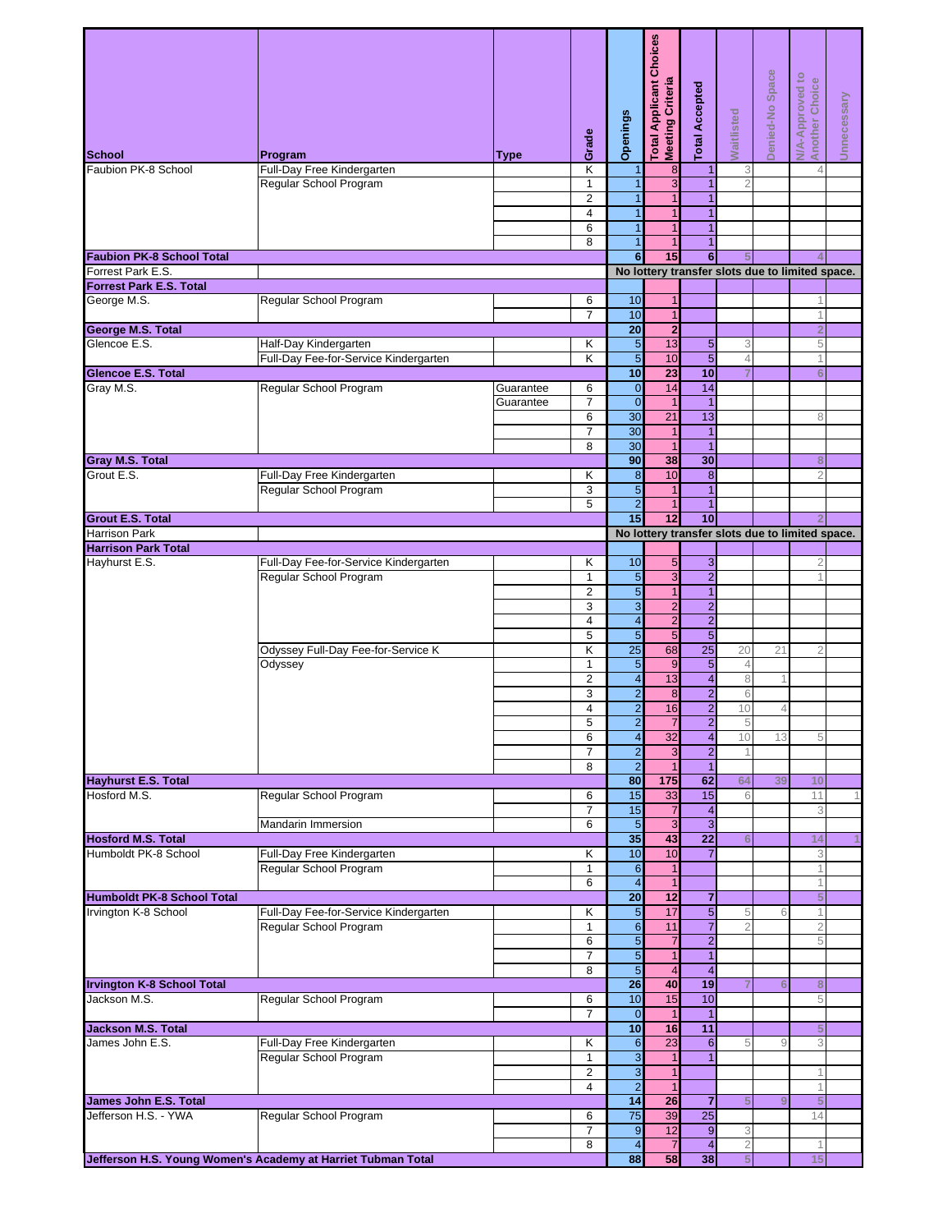| School | Program | Type | Grade | Openings | Total Applicant Choices Meeting Criteria | Total Accepted | Waitlisted | Denied-No Space | N/A-Approved to Another Choice | Unnecessary |
|---|---|---|---|---|---|---|---|---|---|---|
| Faubion PK-8 School | Full-Day Free Kindergarten | | K | 1 | 8 | 1 | 3 | | 4 | |
| | Regular School Program | | 1 | 1 | 3 | 1 | 2 | | | |
| | | | 2 | 1 | 1 | 1 | | | | |
| | | | 4 | 1 | 1 | 1 | | | | |
| | | | 6 | 1 | 1 | 1 | | | | |
| | | | 8 | 1 | 1 | 1 | | | | |
| **Faubion PK-8 School Total** | | | | **6** | **15** | **6** | 5 | | 4 | |
| Forrest Park E.S. | | | | No lottery transfer slots due to limited space. | | | | | | |
| **Forrest Park E.S. Total** | | | | | | | | | | |
| George M.S. | Regular School Program | | 6 | 10 | 1 | | | | 1 | |
| | | | 7 | 10 | 1 | | | | 1 | |
| **George M.S. Total** | | | | **20** | **2** | | | | 2 | |
| Glencoe E.S. | Half-Day Kindergarten | | K | 5 | 13 | 5 | 3 | | 5 | |
| | Full-Day Fee-for-Service Kindergarten | | K | 5 | 10 | 5 | 4 | | 1 | |
| **Glencoe E.S. Total** | | | | **10** | **23** | **10** | 7 | | 6 | |
| Gray M.S. | Regular School Program | Guarantee | 6 | 0 | 14 | 14 | | | | |
| | | Guarantee | 7 | 0 | 1 | 1 | | | | |
| | | | 6 | 30 | 21 | 13 | | | 8 | |
| | | | 7 | 30 | 1 | 1 | | | | |
| | | | 8 | 30 | 1 | 1 | | | | |
| **Gray M.S. Total** | | | | **90** | **38** | **30** | | | 8 | |
| Grout E.S. | Full-Day Free Kindergarten | | K | 8 | 10 | 8 | | | 2 | |
| | Regular School Program | | 3 | 5 | 1 | 1 | | | | |
| | | | 5 | 2 | 1 | 1 | | | | |
| **Grout E.S. Total** | | | | **15** | **12** | **10** | | | 2 | |
| Harrison Park | | | | No lottery transfer slots due to limited space. | | | | | | |
| **Harrison Park Total** | | | | | | | | | | |
| Hayhurst E.S. | Full-Day Fee-for-Service Kindergarten | | K | 10 | 5 | 3 | | | 2 | |
| | Regular School Program | | 1 | 5 | 3 | 2 | | | 1 | |
| | | | 2 | 5 | 1 | 1 | | | | |
| | | | 3 | 3 | 2 | 2 | | | | |
| | | | 4 | 4 | 2 | 2 | | | | |
| | | | 5 | 5 | 5 | 5 | | | | |
| | Odyssey Full-Day Fee-for-Service K | | K | 25 | 68 | 25 | 20 | 21 | 2 | |
| | Odyssey | | 1 | 5 | 9 | 5 | 4 | | | |
| | | | 2 | 4 | 13 | 4 | 8 | 1 | | |
| | | | 3 | 2 | 8 | 2 | 6 | | | |
| | | | 4 | 2 | 16 | 2 | 10 | 4 | | |
| | | | 5 | 2 | 7 | 2 | 5 | | | |
| | | | 6 | 4 | 32 | 4 | 10 | 13 | 5 | |
| | | | 7 | 2 | 3 | 2 | 1 | | | |
| | | | 8 | 2 | 1 | 1 | | | | |
| **Hayhurst E.S. Total** | | | | **80** | **175** | **62** | 64 | 39 | 10 | |
| Hosford M.S. | Regular School Program | | 6 | 15 | 33 | 15 | 6 | | 11 | 1 |
| | | | 7 | 15 | 7 | 4 | | | 3 | |
| | Mandarin Immersion | | 6 | 5 | 3 | 3 | | | | |
| **Hosford M.S. Total** | | | | **35** | **43** | **22** | 6 | | 14 | 1 |
| Humboldt PK-8 School | Full-Day Free Kindergarten | | K | 10 | 10 | 7 | | | 3 | |
| | Regular School Program | | 1 | 6 | 1 | | | | 1 | |
| | | | 6 | 4 | 1 | | | | 1 | |
| **Humboldt PK-8 School Total** | | | | **20** | **12** | **7** | | | 5 | |
| Irvington K-8 School | Full-Day Fee-for-Service Kindergarten | | K | 5 | 17 | 5 | 5 | 6 | 1 | |
| | Regular School Program | | 1 | 6 | 11 | 7 | 2 | | 2 | |
| | | | 6 | 5 | 7 | 2 | | | 5 | |
| | | | 7 | 5 | 1 | 1 | | | | |
| | | | 8 | 5 | 4 | 4 | | | | |
| **Irvington K-8 School Total** | | | | **26** | **40** | **19** | 7 | 6 | 8 | |
| Jackson M.S. | Regular School Program | | 6 | 10 | 15 | 10 | | | 5 | |
| | | | 7 | 0 | 1 | 1 | | | | |
| **Jackson M.S. Total** | | | | **10** | **16** | **11** | | | 5 | |
| James John E.S. | Full-Day Free Kindergarten | | K | 6 | 23 | 6 | 5 | 9 | 3 | |
| | Regular School Program | | 1 | 3 | 1 | 1 | | | | |
| | | | 2 | 3 | 1 | | | | 1 | |
| | | | 4 | 2 | 1 | | | | 1 | |
| **James John E.S. Total** | | | | **14** | **26** | **7** | 5 | 9 | 5 | |
| Jefferson H.S. - YWA | Regular School Program | | 6 | 75 | 39 | 25 | | | 14 | |
| | | | 7 | 9 | 12 | 9 | 3 | | | |
| | | | 8 | 4 | 7 | 4 | 2 | | 1 | |
| **Jefferson H.S. Young Women's Academy at Harriet Tubman Total** | | | | **88** | **58** | **38** | 5 | | 15 | |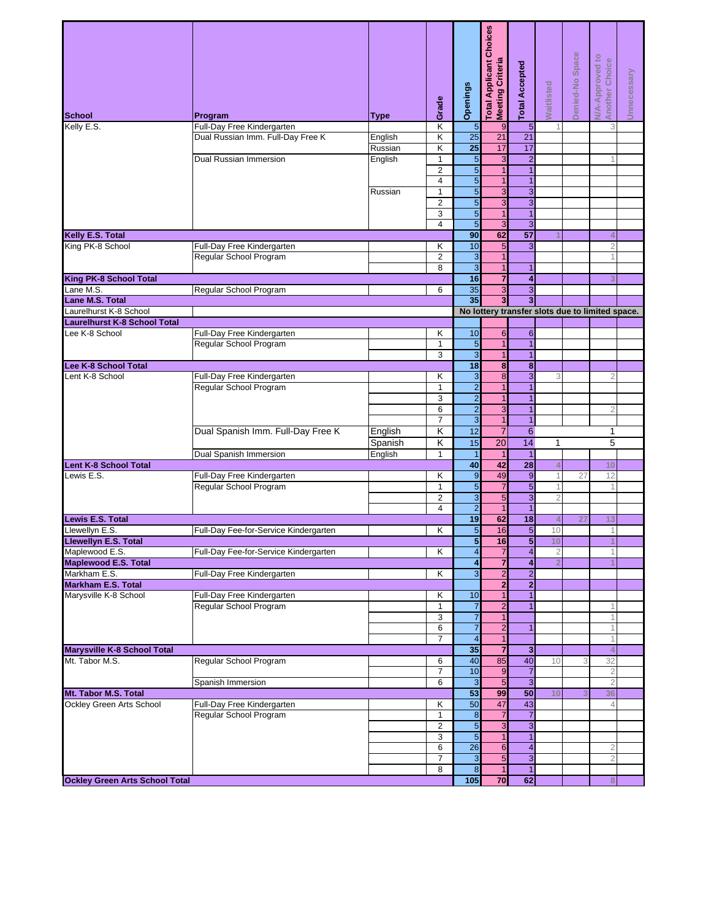| School | Program | Type | Grade | Openings | Total Applicant Choices Meeting Criteria | Total Accepted | Waitlisted | Denied-No Space | N/A-Approved to Another Choice | Unnecessary |
|---|---|---|---|---|---|---|---|---|---|---|
| Kelly E.S. | Full-Day Free Kindergarten | | K | 5 | 9 | 5 | 1 | | 3 | |
| | Dual Russian Imm. Full-Day Free K | English | K | 25 | 21 | 21 | | | | |
| | | Russian | K | 25 | 17 | 17 | | | | |
| | Dual Russian Immersion | English | 1 | 5 | 3 | 2 | | | 1 | |
| | | | 2 | 5 | 1 | 1 | | | | |
| | | | 4 | 5 | 1 | 1 | | | | |
| | | Russian | 1 | 5 | 3 | 3 | | | | |
| | | | 2 | 5 | 3 | 3 | | | | |
| | | | 3 | 5 | 1 | 1 | | | | |
| | | | 4 | 5 | 3 | 3 | | | | |
| **Kelly E.S. Total** | | | | **90** | **62** | **57** | 1 | | 4 | |
| King PK-8 School | Full-Day Free Kindergarten | | K | 10 | 5 | 3 | | | 2 | |
| | Regular School Program | | 2 | 3 | 1 | | | | 1 | |
| | | | 8 | 3 | 1 | 1 | | | | |
| **King PK-8 School Total** | | | | **16** | **7** | **4** | | | 3 | |
| Lane M.S. | Regular School Program | | 6 | 35 | 3 | 3 | | | | |
| **Lane M.S. Total** | | | | **35** | **3** | **3** | | | | |
| Laurelhurst K-8 School | | | | **No lottery transfer slots due to limited space.** | | | | | | |
| **Laurelhurst K-8 School Total** | | | | | | | | | | |
| Lee K-8 School | Full-Day Free Kindergarten | | K | 10 | 6 | 6 | | | | |
| | Regular School Program | | 1 | 5 | 1 | 1 | | | | |
| | | | 3 | 3 | 1 | 1 | | | | |
| **Lee K-8 School Total** | | | | **18** | **8** | **8** | | | | |
| Lent K-8 School | Full-Day Free Kindergarten | | K | 3 | 8 | 3 | 3 | | 2 | |
| | Regular School Program | | 1 | 2 | 1 | 1 | | | | |
| | | | 3 | 2 | 1 | 1 | | | | |
| | | | 6 | 2 | 3 | 1 | | | 2 | |
| | | | 7 | 3 | 1 | 1 | | | | |
| | Dual Spanish Imm. Full-Day Free K | English | K | 12 | 7 | 6 | | | 1 | |
| | | Spanish | K | 15 | 20 | 14 | 1 | | 5 | |
| | Dual Spanish Immersion | English | 1 | 1 | 1 | 1 | | | | |
| **Lent K-8 School Total** | | | | **40** | **42** | **28** | 4 | | 10 | |
| Lewis E.S. | Full-Day Free Kindergarten | | K | 9 | 49 | 9 | 1 | 27 | 12 | |
| | Regular School Program | | 1 | 5 | 7 | 5 | 1 | | 1 | |
| | | | 2 | 3 | 5 | 3 | 2 | | | |
| | | | 4 | 2 | 1 | 1 | | | | |
| **Lewis E.S. Total** | | | | **19** | **62** | **18** | 4 | 27 | 13 | |
| Llewellyn E.S. | Full-Day Fee-for-Service Kindergarten | | K | 5 | 16 | 5 | 10 | | 1 | |
| **Llewellyn E.S. Total** | | | | **5** | **16** | **5** | 10 | | 1 | |
| Maplewood E.S. | Full-Day Fee-for-Service Kindergarten | | K | 4 | 7 | 4 | 2 | | 1 | |
| **Maplewood E.S. Total** | | | | **4** | **7** | **4** | 2 | | 1 | |
| Markham E.S. | Full-Day Free Kindergarten | | K | 3 | 2 | 2 | | | | |
| **Markham E.S. Total** | | | | | **2** | **2** | | | | |
| Marysville K-8 School | Full-Day Free Kindergarten | | K | 10 | 1 | 1 | | | | |
| | Regular School Program | | 1 | 7 | 2 | 1 | | | 1 | |
| | | | 3 | 7 | 1 | | | | 1 | |
| | | | 6 | 7 | 2 | 1 | | | 1 | |
| | | | 7 | 4 | 1 | | | | 1 | |
| **Marysville K-8 School Total** | | | | **35** | **7** | **3** | | | 4 | |
| Mt. Tabor M.S. | Regular School Program | | 6 | 40 | 85 | 40 | 10 | 3 | 32 | |
| | | | 7 | 10 | 9 | 7 | | | 2 | |
| | Spanish Immersion | | 6 | 3 | 5 | 3 | | | 2 | |
| **Mt. Tabor M.S. Total** | | | | **53** | **99** | **50** | 10 | 3 | 36 | |
| Ockley Green Arts School | Full-Day Free Kindergarten | | K | 50 | 47 | 43 | | | 4 | |
| | Regular School Program | | 1 | 8 | 7 | 7 | | | | |
| | | | 2 | 5 | 3 | 3 | | | | |
| | | | 3 | 5 | 1 | 1 | | | | |
| | | | 6 | 26 | 6 | 4 | | | 2 | |
| | | | 7 | 3 | 5 | 3 | | | 2 | |
| | | | 8 | 8 | 1 | 1 | | | | |
| **Ockley Green Arts School Total** | | | | **105** | **70** | **62** | | | 8 | |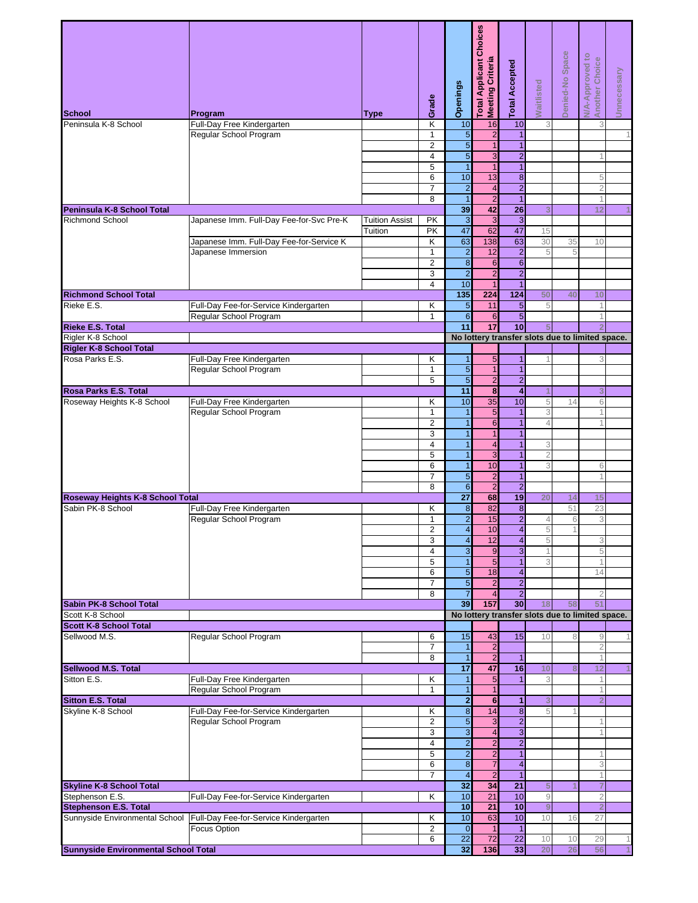| School | Program | Type | Grade | Openings | Total Applicant Choices Meeting Criteria | Total Accepted | Waitlisted | Denied-No Space | N/A-Approved to Another Choice | Unnecessary |
|---|---|---|---|---|---|---|---|---|---|---|
| Peninsula K-8 School | Full-Day Free Kindergarten | | K | 10 | 16 | 10 | 3 | | 3 | |
| | Regular School Program | | 1 | 5 | 2 | 1 | | | | 1 |
| | | | 2 | 5 | 1 | 1 | | | | |
| | | | 4 | 5 | 3 | 2 | | | 1 | |
| | | | 5 | 1 | 1 | 1 | | | | |
| | | | 6 | 10 | 13 | 8 | | | 5 | |
| | | | 7 | 2 | 4 | 2 | | | 2 | |
| | | | 8 | 1 | 2 | 1 | | | 1 | |
| **Peninsula K-8 School Total** | | | | **39** | **42** | **26** | **3** | | **12** | **1** |
| Richmond School | Japanese Imm. Full-Day Fee-for-Svc Pre-K | Tuition Assist | PK | 3 | 3 | 3 | | | | |
| | | Tuition | PK | 47 | 62 | 47 | 15 | | | |
| | Japanese Imm. Full-Day Fee-for-Service K | | K | 63 | 138 | 63 | 30 | 35 | 10 | |
| | Japanese Immersion | | 1 | 2 | 12 | 2 | 5 | 5 | | |
| | | | 2 | 8 | 6 | 6 | | | | |
| | | | 3 | 2 | 2 | 2 | | | | |
| | | | 4 | 10 | 1 | 1 | | | | |
| **Richmond School Total** | | | | **135** | **224** | **124** | **50** | **40** | **10** | |
| Rieke E.S. | Full-Day Fee-for-Service Kindergarten | | K | 5 | 11 | 5 | 5 | | 1 | |
| | Regular School Program | | 1 | 6 | 6 | 5 | | | 1 | |
| **Rieke E.S. Total** | | | | **11** | **17** | **10** | **5** | | **2** | |
| Rigler K-8 School | | | | No lottery transfer slots due to limited space. | | | | | | |
| **Rigler K-8 School Total** | | | | | | | | | | |
| Rosa Parks E.S. | Full-Day Free Kindergarten | | K | 1 | 5 | 1 | 1 | | 3 | |
| | Regular School Program | | 1 | 5 | 1 | 1 | | | | |
| | | | 5 | 5 | 2 | 2 | | | | |
| **Rosa Parks E.S. Total** | | | | **11** | **8** | **4** | **1** | | **3** | |
| Roseway Heights K-8 School | Full-Day Free Kindergarten | | K | 10 | 35 | 10 | 5 | 14 | 6 | |
| | Regular School Program | | 1 | 1 | 5 | 1 | 3 | | 1 | |
| | | | 2 | 1 | 6 | 1 | 4 | | 1 | |
| | | | 3 | 1 | 1 | 1 | | | | |
| | | | 4 | 1 | 4 | 1 | 3 | | | |
| | | | 5 | 1 | 3 | 1 | 2 | | | |
| | | | 6 | 1 | 10 | 1 | 3 | | 6 | |
| | | | 7 | 5 | 2 | 1 | | | 1 | |
| | | | 8 | 6 | 2 | 2 | | | | |
| **Roseway Heights K-8 School Total** | | | | **27** | **68** | **19** | **20** | **14** | **15** | |
| Sabin PK-8 School | Full-Day Free Kindergarten | | K | 8 | 82 | 8 | | 51 | 23 | |
| | Regular School Program | | 1 | 2 | 15 | 2 | 4 | 6 | 3 | |
| | | | 2 | 4 | 10 | 4 | 5 | 1 | | |
| | | | 3 | 4 | 12 | 4 | 5 | | 3 | |
| | | | 4 | 3 | 9 | 3 | 1 | | 5 | |
| | | | 5 | 1 | 5 | 1 | 3 | | 1 | |
| | | | 6 | 5 | 18 | 4 | | | 14 | |
| | | | 7 | 5 | 2 | 2 | | | | |
| | | | 8 | 7 | 4 | 2 | | | 2 | |
| **Sabin PK-8 School Total** | | | | **39** | **157** | **30** | **18** | **58** | **51** | |
| Scott K-8 School | | | | No lottery transfer slots due to limited space. | | | | | | |
| **Scott K-8 School Total** | | | | | | | | | | |
| Sellwood M.S. | Regular School Program | | 6 | 15 | 43 | 15 | 10 | 8 | 9 | 1 |
| | | | 7 | 1 | 2 | | | | 2 | |
| | | | 8 | 1 | 2 | 1 | | | 1 | |
| **Sellwood M.S. Total** | | | | **17** | **47** | **16** | **10** | **8** | **12** | **1** |
| Sitton E.S. | Full-Day Free Kindergarten | | K | 1 | 5 | 1 | 3 | | 1 | |
| | Regular School Program | | 1 | 1 | 1 | | | | 1 | |
| **Sitton E.S. Total** | | | | **2** | **6** | **1** | **3** | | **2** | |
| Skyline K-8 School | Full-Day Fee-for-Service Kindergarten | | K | 8 | 14 | 8 | 5 | 1 | | |
| | Regular School Program | | 2 | 5 | 3 | 2 | | | 1 | |
| | | | 3 | 3 | 4 | 3 | | | 1 | |
| | | | 4 | 2 | 2 | 2 | | | | |
| | | | 5 | 2 | 2 | 1 | | | 1 | |
| | | | 6 | 8 | 7 | 4 | | | 3 | |
| | | | 7 | 4 | 2 | 1 | | | 1 | |
| **Skyline K-8 School Total** | | | | **32** | **34** | **21** | **5** | **1** | **7** | |
| Stephenson E.S. | Full-Day Fee-for-Service Kindergarten | | K | 10 | 21 | 10 | 9 | | 2 | |
| **Stephenson E.S. Total** | | | | **10** | **21** | **10** | **9** | | **2** | |
| Sunnyside Environmental School | Full-Day Fee-for-Service Kindergarten | | K | 10 | 63 | 10 | 10 | 16 | 27 | |
| | Focus Option | | 2 | 0 | 1 | 1 | | | | |
| | | | 6 | 22 | 72 | 22 | 10 | 10 | 29 | 1 |
| **Sunnyside Environmental School Total** | | | | **32** | **136** | **33** | **20** | **26** | **56** | **1** |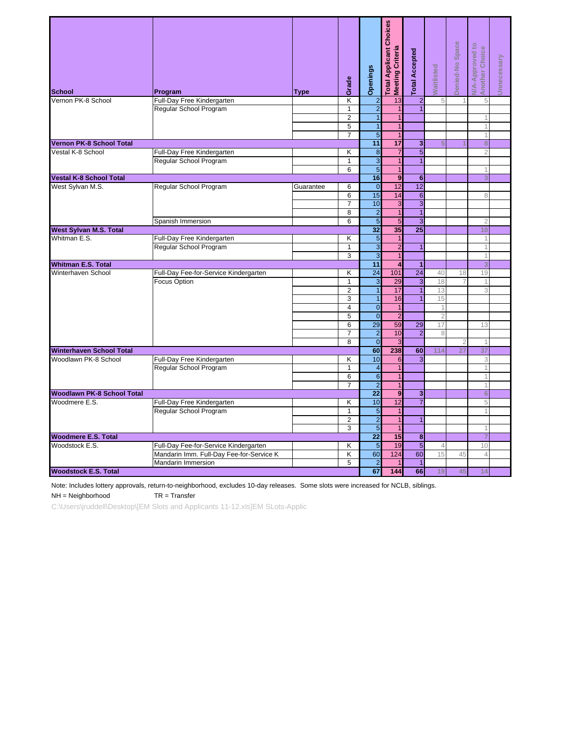| School | Program | Type | Grade | Openings | Total Applicant Choices Meeting Criteria | Total Accepted | Waitlisted | Denied-No Space | N/A-Approved to Another Choice | Unnecessary |
|---|---|---|---|---|---|---|---|---|---|---|
| Vernon PK-8 School | Full-Day Free Kindergarten | | K | 2 | 13 | 2 | 5 | 1 | 5 | |
| | Regular School Program | | 1 | 2 | 1 | 1 | | | | |
| | | | 2 | 1 | 1 | | | | 1 | |
| | | | 5 | 1 | 1 | | | | 1 | |
| | | | 7 | 5 | 1 | | | | 1 | |
| **Vernon PK-8 School Total** | | | | **11** | **17** | **3** | **5** | **1** | **8** | |
| Vestal K-8 School | Full-Day Free Kindergarten | | K | 8 | 7 | 5 | | | 2 | |
| | Regular School Program | | 1 | 3 | 1 | 1 | | | | |
| | | | 6 | 5 | 1 | | | | 1 | |
| **Vestal K-8 School Total** | | | | **16** | **9** | **6** | | | **3** | |
| West Sylvan M.S. | Regular School Program | Guarantee | 6 | 0 | 12 | 12 | | | | |
| | | | 6 | 15 | 14 | 6 | | | 8 | |
| | | | 7 | 10 | 3 | 3 | | | | |
| | | | 8 | 2 | 1 | 1 | | | | |
| | Spanish Immersion | | 6 | 5 | 5 | 3 | | | 2 | |
| **West Sylvan M.S. Total** | | | | **32** | **35** | **25** | | | **10** | |
| Whitman E.S. | Full-Day Free Kindergarten | | K | 5 | 1 | | | | 1 | |
| | Regular School Program | | 1 | 3 | 2 | 1 | | | 1 | |
| | | | 3 | 3 | 1 | | | | 1 | |
| **Whitman E.S. Total** | | | | **11** | **4** | **1** | | | **3** | |
| Winterhaven School | Full-Day Fee-for-Service Kindergarten | | K | 24 | 101 | 24 | 40 | 18 | 19 | |
| | Focus Option | | 1 | 3 | 29 | 3 | 18 | 7 | 1 | |
| | | | 2 | 1 | 17 | 1 | 13 | | 3 | |
| | | | 3 | 1 | 16 | 1 | 15 | | | |
| | | | 4 | 0 | 1 | | 1 | | | |
| | | | 5 | 0 | 2 | | 2 | | | |
| | | | 6 | 29 | 59 | 29 | 17 | | 13 | |
| | | | 7 | 2 | 10 | 2 | 8 | | | |
| | | | 8 | 0 | 3 | | | 2 | 1 | |
| **Winterhaven School Total** | | | | **60** | **238** | **60** | **114** | **27** | **37** | |
| Woodlawn PK-8 School | Full-Day Free Kindergarten | | K | 10 | 6 | 3 | | | 3 | |
| | Regular School Program | | 1 | 4 | 1 | | | | 1 | |
| | | | 6 | 6 | 1 | | | | 1 | |
| | | | 7 | 2 | 1 | | | | 1 | |
| **Woodlawn PK-8 School Total** | | | | **22** | **9** | **3** | | | **6** | |
| Woodmere E.S. | Full-Day Free Kindergarten | | K | 10 | 12 | 7 | | | 5 | |
| | Regular School Program | | 1 | 5 | 1 | | | | 1 | |
| | | | 2 | 2 | 1 | 1 | | | | |
| | | | 3 | 5 | 1 | | | | 1 | |
| **Woodmere E.S. Total** | | | | **22** | **15** | **8** | | | **7** | |
| Woodstock E.S. | Full-Day Fee-for-Service Kindergarten | | K | 5 | 19 | 5 | 4 | | 10 | |
| | Mandarin Imm. Full-Day Fee-for-Service K | | K | 60 | 124 | 60 | 15 | 45 | 4 | |
| | Mandarin Immersion | | 5 | 2 | 1 | 1 | | | | |
| **Woodstock E.S. Total** | | | | **67** | **144** | **66** | **19** | **45** | **14** | |

Note: Includes lottery approvals, return-to-neighborhood, excludes 10-day releases. Some slots were increased for NCLB, siblings.

NH = Neighborhood TR = Transfer

C:\Users\jruddell\Desktop\[EM Slots and Applicants 11-12.xls]EM SLots-Applic